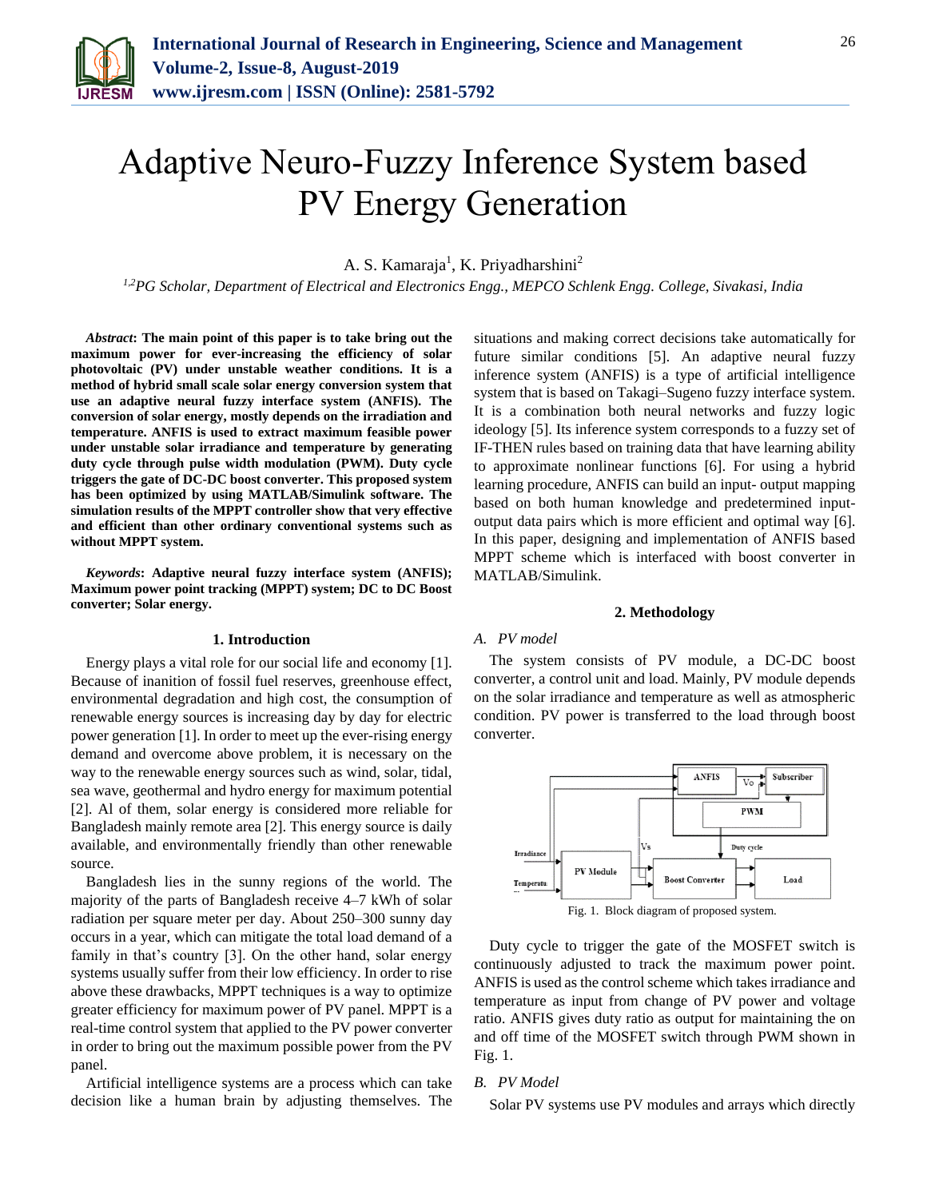# Adaptive Neuro-Fuzzy Inference System based PV Energy Generation

A. S. Kamaraja[1], K. Priyadharshini[2]

[1,2]*PG Scholar, Department of Electrical and Electronics Engg., MEPCO Schlenk Engg. College, Sivakasi, India*

***Abstract*: The main point of this paper is to take bring out the maximum power for ever-increasing the efficiency of solar photovoltaic (PV) under unstable weather conditions. It is a method of hybrid small scale solar energy conversion system that use an adaptive neural fuzzy interface system (ANFIS). The conversion of solar energy, mostly depends on the irradiation and temperature. ANFIS is used to extract maximum feasible power under unstable solar irradiance and temperature by generating duty cycle through pulse width modulation (PWM). Duty cycle triggers the gate of DC-DC boost converter. This proposed system has been optimized by using MATLAB/Simulink software. The simulation results of the MPPT controller show that very effective and efficient than other ordinary conventional systems such as without MPPT system.**

***Keywords*: Adaptive neural fuzzy interface system (ANFIS); Maximum power point tracking (MPPT) system; DC to DC Boost converter; Solar energy.**

## 1. Introduction

Energy plays a vital role for our social life and economy [1]. Because of inanition of fossil fuel reserves, greenhouse effect, environmental degradation and high cost, the consumption of renewable energy sources is increasing day by day for electric power generation [1]. In order to meet up the ever-rising energy demand and overcome above problem, it is necessary on the way to the renewable energy sources such as wind, solar, tidal, sea wave, geothermal and hydro energy for maximum potential [2]. Al of them, solar energy is considered more reliable for Bangladesh mainly remote area [2]. This energy source is daily available, and environmentally friendly than other renewable source.

Bangladesh lies in the sunny regions of the world. The majority of the parts of Bangladesh receive 4–7 kWh of solar radiation per square meter per day. About 250–300 sunny day occurs in a year, which can mitigate the total load demand of a family in that's country [3]. On the other hand, solar energy systems usually suffer from their low efficiency. In order to rise above these drawbacks, MPPT techniques is a way to optimize greater efficiency for maximum power of PV panel. MPPT is a real-time control system that applied to the PV power converter in order to bring out the maximum possible power from the PV panel.

Artificial intelligence systems are a process which can take decision like a human brain by adjusting themselves. The situations and making correct decisions take automatically for future similar conditions [5]. An adaptive neural fuzzy inference system (ANFIS) is a type of artificial intelligence system that is based on Takagi–Sugeno fuzzy interface system. It is a combination both neural networks and fuzzy logic ideology [5]. Its inference system corresponds to a fuzzy set of IF-THEN rules based on training data that have learning ability to approximate nonlinear functions [6]. For using a hybrid learning procedure, ANFIS can build an input- output mapping based on both human knowledge and predetermined input-output data pairs which is more efficient and optimal way [6]. In this paper, designing and implementation of ANFIS based MPPT scheme which is interfaced with boost converter in MATLAB/Simulink.

## 2. Methodology

### *A. PV model*

The system consists of PV module, a DC-DC boost converter, a control unit and load. Mainly, PV module depends on the solar irradiance and temperature as well as atmospheric condition. PV power is transferred to the load through boost converter.

Fig. 1. Block diagram of proposed system.

Duty cycle to trigger the gate of the MOSFET switch is continuously adjusted to track the maximum power point. ANFIS is used as the control scheme which takes irradiance and temperature as input from change of PV power and voltage ratio. ANFIS gives duty ratio as output for maintaining the on and off time of the MOSFET switch through PWM shown in Fig. 1.

### *B. PV Model*

Solar PV systems use PV modules and arrays which directly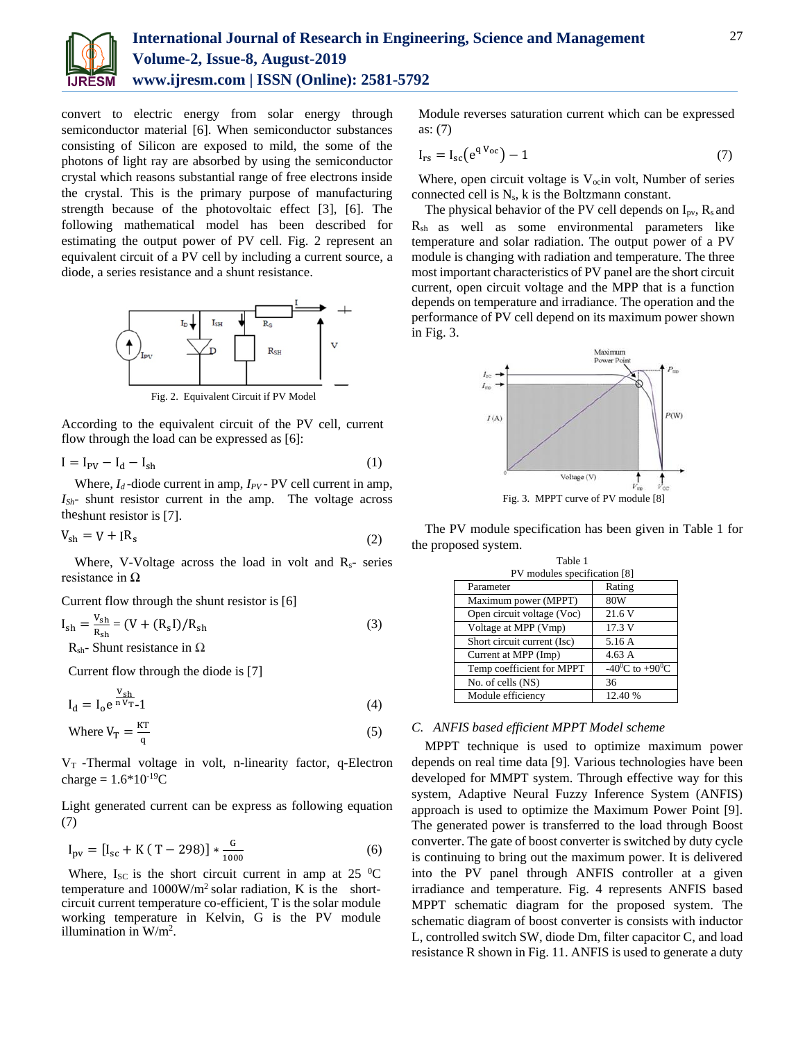convert to electric energy from solar energy through semiconductor material [6]. When semiconductor substances consisting of Silicon are exposed to mild, the some of the photons of light ray are absorbed by using the semiconductor crystal which reasons substantial range of free electrons inside the crystal. This is the primary purpose of manufacturing strength because of the photovoltaic effect [3], [6]. The following mathematical model has been described for estimating the output power of PV cell. Fig. 2 represent an equivalent circuit of a PV cell by including a current source, a diode, a series resistance and a shunt resistance.

Fig. 2. Equivalent Circuit if PV Model

According to the equivalent circuit of the PV cell, current flow through the load can be expressed as [6]:

$$I = I_{PV} - I_d - I_{sh} \tag{1}$$

Where, $I_d$ -diode current in amp, $I_{PV}$ - PV cell current in amp, $I_{Sh}$- shunt resistor current in the amp. The voltage across theshunt resistor is [7].

$$V_{sh} = V + IR_s \tag{2}$$

Where, V-Voltage across the load in volt and $R_s$- series resistance in Ω

Current flow through the shunt resistor is [6]

$$I_{sh} = \frac{V_{sh}}{R_{sh}} = (V + (R_s I)/R_{sh} \tag{3}$$

$R_{sh}$- Shunt resistance in Ω

Current flow through the diode is [7]

$$I_d = I_o e^{\frac{V_{sh}}{n V_T}} \text{-1} \tag{4}$$

$$\text{Where } V_T = \frac{KT}{q} \tag{5}$$

$V_T$ -Thermal voltage in volt, n-linearity factor, q-Electron charge = $1.6*10^{-19}$C

Light generated current can be express as following equation (7)

$$I_{pv} = [I_{sc} + K\,(T - 298)] * \frac{G}{1000} \tag{6}$$

Where, $I_{SC}$ is the short circuit current in amp at 25 $^0$C temperature and 1000W/m$^2$ solar radiation, K is the short-circuit current temperature co-efficient, T is the solar module working temperature in Kelvin, G is the PV module illumination in W/m$^2$.

Module reverses saturation current which can be expressed as: (7)

$$I_{rs} = I_{sc}\left(e^{q\,V_{oc}}\right) - 1 \tag{7}$$

Where, open circuit voltage is $V_{oc}$in volt, Number of series connected cell is $N_s$, k is the Boltzmann constant.

The physical behavior of the PV cell depends on $I_{pv}$, $R_s$ and $R_{sh}$ as well as some environmental parameters like temperature and solar radiation. The output power of a PV module is changing with radiation and temperature. The three most important characteristics of PV panel are the short circuit current, open circuit voltage and the MPP that is a function depends on temperature and irradiance. The operation and the performance of PV cell depend on its maximum power shown in Fig. 3.

Fig. 3. MPPT curve of PV module [8]

The PV module specification has been given in Table 1 for the proposed system.

Table 1
PV modules specification [8]

| Parameter | Rating |
|---|---|
| Maximum power (MPPT) | 80W |
| Open circuit voltage (Voc) | 21.6 V |
| Voltage at MPP (Vmp) | 17.3 V |
| Short circuit current (Isc) | 5.16 A |
| Current at MPP (Imp) | 4.63 A |
| Temp coefficient for MPPT | -40$^0$C to +90$^0$C |
| No. of cells (NS) | 36 |
| Module efficiency | 12.40 % |

### *C. ANFIS based efficient MPPT Model scheme*

MPPT technique is used to optimize maximum power depends on real time data [9]. Various technologies have been developed for MMPT system. Through effective way for this system, Adaptive Neural Fuzzy Inference System (ANFIS) approach is used to optimize the Maximum Power Point [9]. The generated power is transferred to the load through Boost converter. The gate of boost converter is switched by duty cycle is continuing to bring out the maximum power. It is delivered into the PV panel through ANFIS controller at a given irradiance and temperature. Fig. 4 represents ANFIS based MPPT schematic diagram for the proposed system. The schematic diagram of boost converter is consists with inductor L, controlled switch SW, diode Dm, filter capacitor C, and load resistance R shown in Fig. 11. ANFIS is used to generate a duty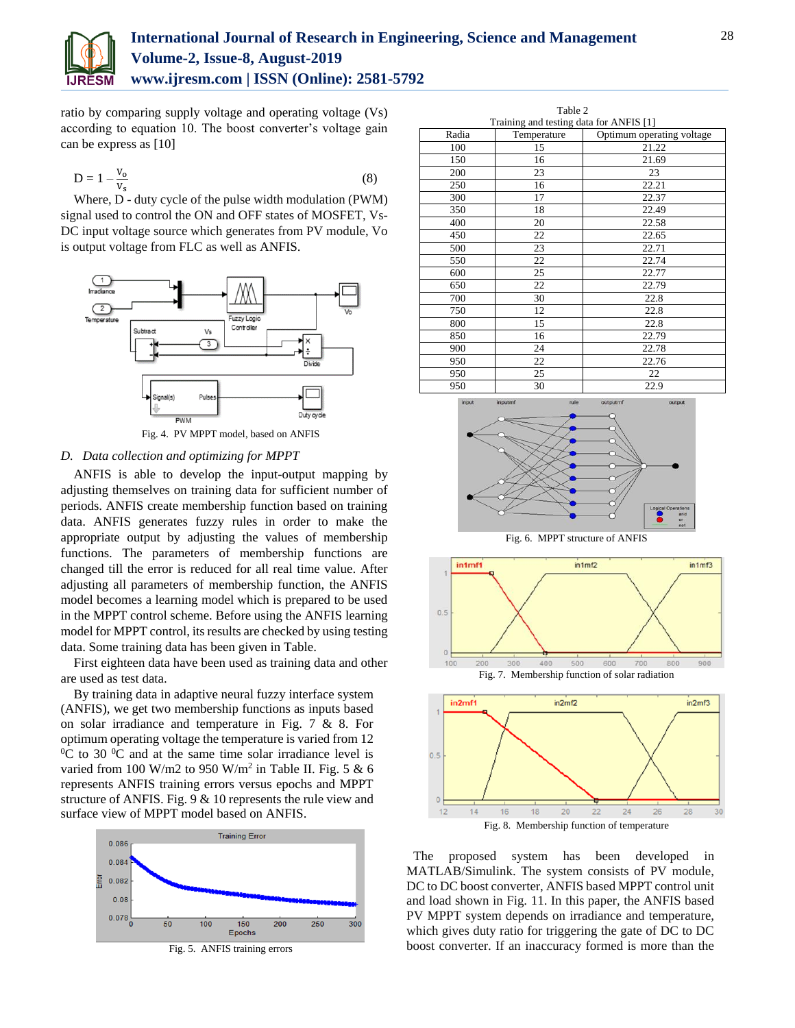ratio by comparing supply voltage and operating voltage (Vs) according to equation 10. The boost converter's voltage gain can be express as [10]

$$D = 1 - \frac{V_o}{V_s} \tag{8}$$

Where, D - duty cycle of the pulse width modulation (PWM) signal used to control the ON and OFF states of MOSFET, Vs-DC input voltage source which generates from PV module, Vo is output voltage from FLC as well as ANFIS.

Fig. 4. PV MPPT model, based on ANFIS

### *D. Data collection and optimizing for MPPT*

ANFIS is able to develop the input-output mapping by adjusting themselves on training data for sufficient number of periods. ANFIS create membership function based on training data. ANFIS generates fuzzy rules in order to make the appropriate output by adjusting the values of membership functions. The parameters of membership functions are changed till the error is reduced for all real time value. After adjusting all parameters of membership function, the ANFIS model becomes a learning model which is prepared to be used in the MPPT control scheme. Before using the ANFIS learning model for MPPT control, its results are checked by using testing data. Some training data has been given in Table.

First eighteen data have been used as training data and other are used as test data.

By training data in adaptive neural fuzzy interface system (ANFIS), we get two membership functions as inputs based on solar irradiance and temperature in Fig. 7 & 8. For optimum operating voltage the temperature is varied from 12 $^0$C to 30 $^0$C and at the same time solar irradiance level is varied from 100 W/m2 to 950 W/m$^2$ in Table II. Fig. 5 & 6 represents ANFIS training errors versus epochs and MPPT structure of ANFIS. Fig. 9 & 10 represents the rule view and surface view of MPPT model based on ANFIS.

Fig. 5. ANFIS training errors

Table 2
Training and testing data for ANFIS [1]

| Radia | Temperature | Optimum operating voltage |
|---|---|---|
| 100 | 15 | 21.22 |
| 150 | 16 | 21.69 |
| 200 | 23 | 23 |
| 250 | 16 | 22.21 |
| 300 | 17 | 22.37 |
| 350 | 18 | 22.49 |
| 400 | 20 | 22.58 |
| 450 | 22 | 22.65 |
| 500 | 23 | 22.71 |
| 550 | 22 | 22.74 |
| 600 | 25 | 22.77 |
| 650 | 22 | 22.79 |
| 700 | 30 | 22.8 |
| 750 | 12 | 22.8 |
| 800 | 15 | 22.8 |
| 850 | 16 | 22.79 |
| 900 | 24 | 22.78 |
| 950 | 22 | 22.76 |
| 950 | 25 | 22 |
| 950 | 30 | 22.9 |

Fig. 6. MPPT structure of ANFIS

Fig. 7. Membership function of solar radiation

Fig. 8. Membership function of temperature

The proposed system has been developed in MATLAB/Simulink. The system consists of PV module, DC to DC boost converter, ANFIS based MPPT control unit and load shown in Fig. 11. In this paper, the ANFIS based PV MPPT system depends on irradiance and temperature, which gives duty ratio for triggering the gate of DC to DC boost converter. If an inaccuracy formed is more than the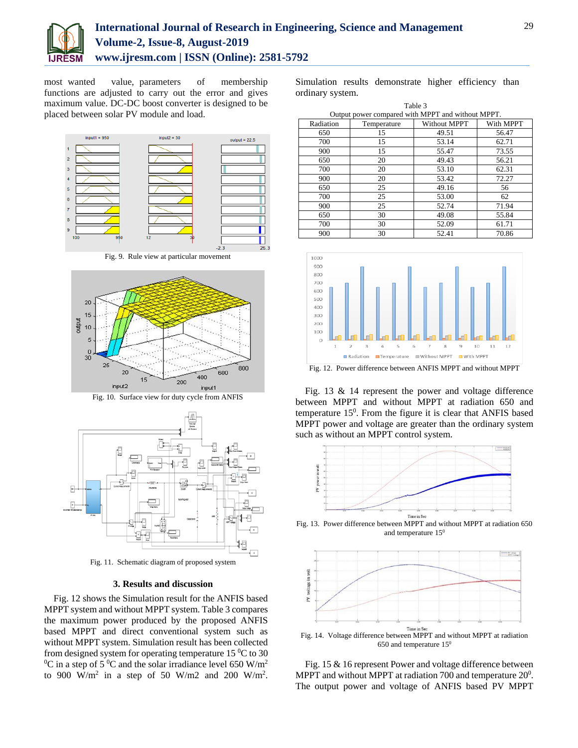most wanted value, parameters of membership functions are adjusted to carry out the error and gives maximum value. DC-DC boost converter is designed to be placed between solar PV module and load.

Fig. 9. Rule view at particular movement

Fig. 10. Surface view for duty cycle from ANFIS

Fig. 11. Schematic diagram of proposed system

### 3. Results and discussion

Fig. 12 shows the Simulation result for the ANFIS based MPPT system and without MPPT system. Table 3 compares the maximum power produced by the proposed ANFIS based MPPT and direct conventional system such as without MPPT system. Simulation result has been collected from designed system for operating temperature 15 $^0$C to 30 $^0$C in a step of 5 $^0$C and the solar irradiance level 650 W/m$^2$ to 900 W/m$^2$ in a step of 50 W/m2 and 200 W/m$^2$. Simulation results demonstrate higher efficiency than ordinary system.

Table 3
Output power compared with MPPT and without MPPT.

| Radiation | Temperature | Without MPPT | With MPPT |
|---|---|---|---|
| 650 | 15 | 49.51 | 56.47 |
| 700 | 15 | 53.14 | 62.71 |
| 900 | 15 | 55.47 | 73.55 |
| 650 | 20 | 49.43 | 56.21 |
| 700 | 20 | 53.10 | 62.31 |
| 900 | 20 | 53.42 | 72.27 |
| 650 | 25 | 49.16 | 56 |
| 700 | 25 | 53.00 | 62 |
| 900 | 25 | 52.74 | 71.94 |
| 650 | 30 | 49.08 | 55.84 |
| 700 | 30 | 52.09 | 61.71 |
| 900 | 30 | 52.41 | 70.86 |

Fig. 12. Power difference between ANFIS MPPT and without MPPT

Fig. 13 & 14 represent the power and voltage difference between MPPT and without MPPT at radiation 650 and temperature 15$^0$. From the figure it is clear that ANFIS based MPPT power and voltage are greater than the ordinary system such as without an MPPT control system.

Fig. 13. Power difference between MPPT and without MPPT at radiation 650 and temperature 15$^0$

Fig. 14. Voltage difference between MPPT and without MPPT at radiation 650 and temperature 15$^0$

Fig. 15 & 16 represent Power and voltage difference between MPPT and without MPPT at radiation 700 and temperature 20$^0$. The output power and voltage of ANFIS based PV MPPT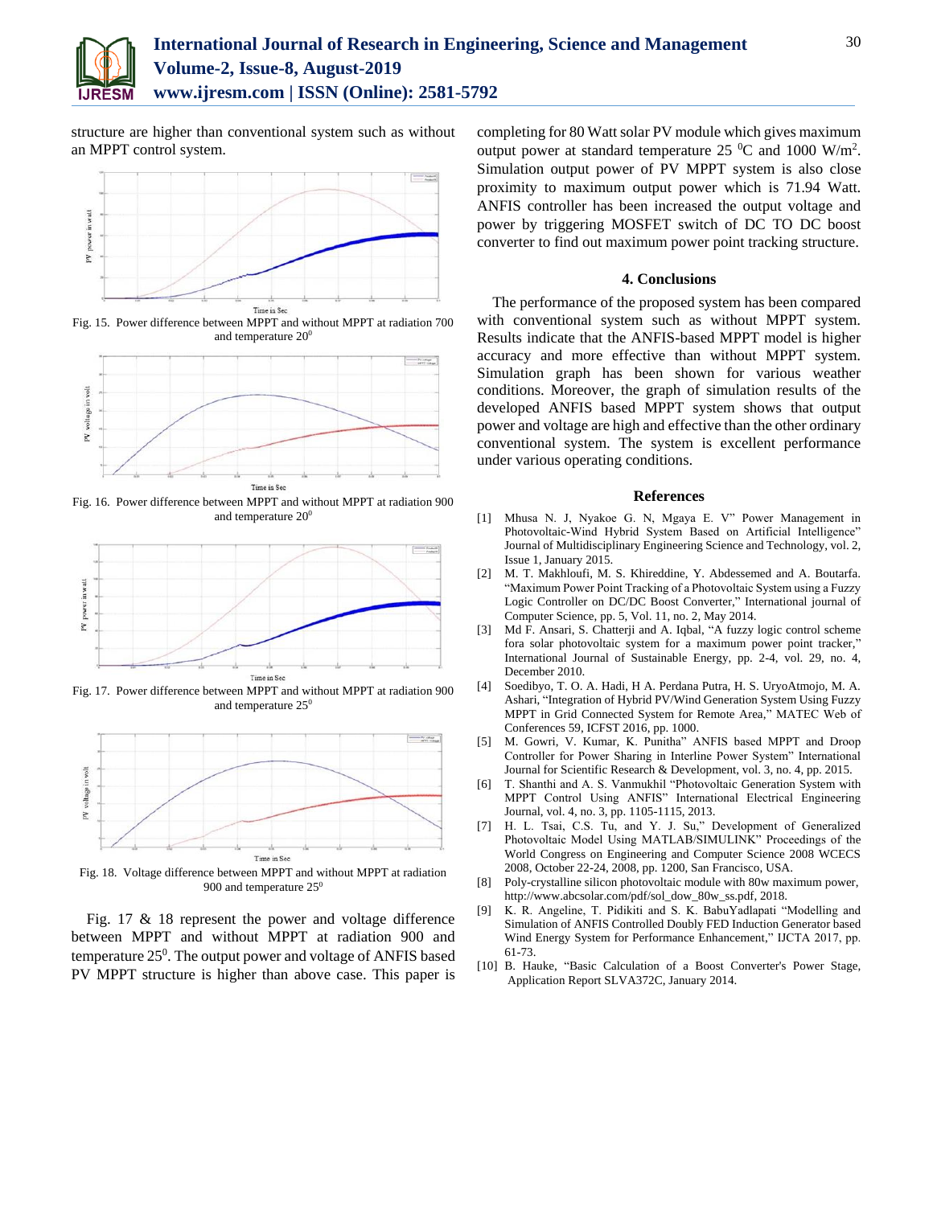structure are higher than conventional system such as without an MPPT control system.

Time in Sec

PV power in watt

Fig. 15. Power difference between MPPT and without MPPT at radiation 700 and temperature $20^0$

Time in Sec

PV voltage in volt

Fig. 16. Power difference between MPPT and without MPPT at radiation 900 and temperature $20^0$

Time in Sec

PV power in watt

Fig. 17. Power difference between MPPT and without MPPT at radiation 900 and temperature $25^0$

Time in Sec

PV voltage in volt

Fig. 18. Voltage difference between MPPT and without MPPT at radiation 900 and temperature $25^0$

Fig. 17 & 18 represent the power and voltage difference between MPPT and without MPPT at radiation 900 and temperature $25^0$. The output power and voltage of ANFIS based PV MPPT structure is higher than above case. This paper is completing for 80 Watt solar PV module which gives maximum output power at standard temperature 25 $^0$C and 1000 W/m$^2$. Simulation output power of PV MPPT system is also close proximity to maximum output power which is 71.94 Watt. ANFIS controller has been increased the output voltage and power by triggering MOSFET switch of DC TO DC boost converter to find out maximum power point tracking structure.

## 4. Conclusions

The performance of the proposed system has been compared with conventional system such as without MPPT system. Results indicate that the ANFIS-based MPPT model is higher accuracy and more effective than without MPPT system. Simulation graph has been shown for various weather conditions. Moreover, the graph of simulation results of the developed ANFIS based MPPT system shows that output power and voltage are high and effective than the other ordinary conventional system. The system is excellent performance under various operating conditions.

## References

[1] Mhusa N. J, Nyakoe G. N, Mgaya E. V" Power Management in Photovoltaic-Wind Hybrid System Based on Artificial Intelligence" Journal of Multidisciplinary Engineering Science and Technology, vol. 2, Issue 1, January 2015.

[2] M. T. Makhloufi, M. S. Khireddine, Y. Abdessemed and A. Boutarfa. "Maximum Power Point Tracking of a Photovoltaic System using a Fuzzy Logic Controller on DC/DC Boost Converter," International journal of Computer Science, pp. 5, Vol. 11, no. 2, May 2014.

[3] Md F. Ansari, S. Chatterji and A. Iqbal, "A fuzzy logic control scheme fora solar photovoltaic system for a maximum power point tracker," International Journal of Sustainable Energy, pp. 2-4, vol. 29, no. 4, December 2010.

[4] Soedibyo, T. O. A. Hadi, H A. Perdana Putra, H. S. UryoAtmojo, M. A. Ashari, "Integration of Hybrid PV/Wind Generation System Using Fuzzy MPPT in Grid Connected System for Remote Area," MATEC Web of Conferences 59, ICFST 2016, pp. 1000.

[5] M. Gowri, V. Kumar, K. Punitha" ANFIS based MPPT and Droop Controller for Power Sharing in Interline Power System" International Journal for Scientific Research & Development, vol. 3, no. 4, pp. 2015.

[6] T. Shanthi and A. S. Vanmukhil "Photovoltaic Generation System with MPPT Control Using ANFIS" International Electrical Engineering Journal, vol. 4, no. 3, pp. 1105-1115, 2013.

[7] H. L. Tsai, C.S. Tu, and Y. J. Su," Development of Generalized Photovoltaic Model Using MATLAB/SIMULINK" Proceedings of the World Congress on Engineering and Computer Science 2008 WCECS 2008, October 22-24, 2008, pp. 1200, San Francisco, USA.

[8] Poly-crystalline silicon photovoltaic module with 80w maximum power, http://www.abcsolar.com/pdf/sol_dow_80w_ss.pdf, 2018.

[9] K. R. Angeline, T. Pidikiti and S. K. BabuYadlapati "Modelling and Simulation of ANFIS Controlled Doubly FED Induction Generator based Wind Energy System for Performance Enhancement," IJCTA 2017, pp. 61-73.

[10] B. Hauke, "Basic Calculation of a Boost Converter's Power Stage, Application Report SLVA372C, January 2014.